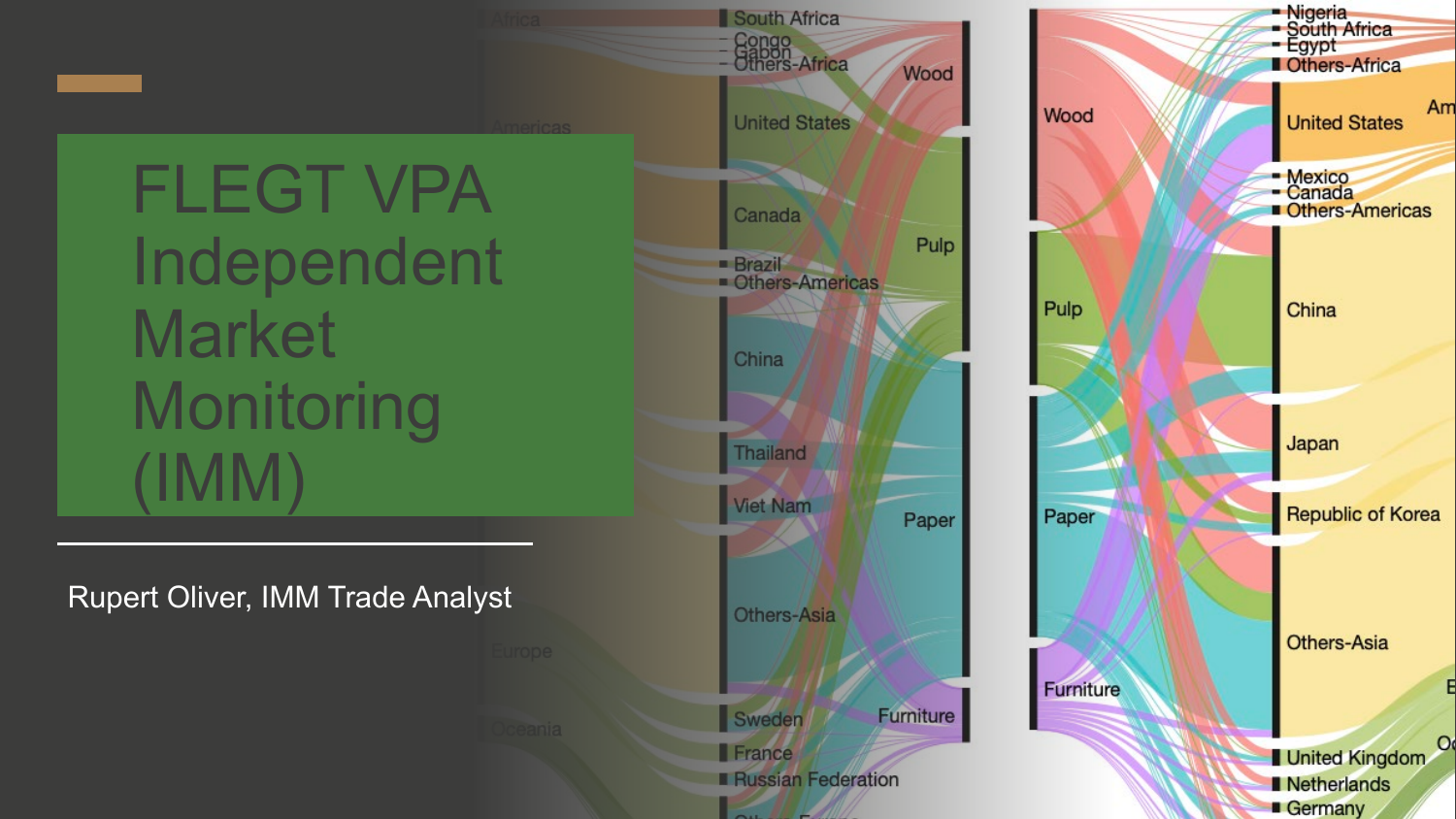# FLEGT VPA Independent Market Monitoring (IMM)

Rupert Oliver, IMM Trade Analyst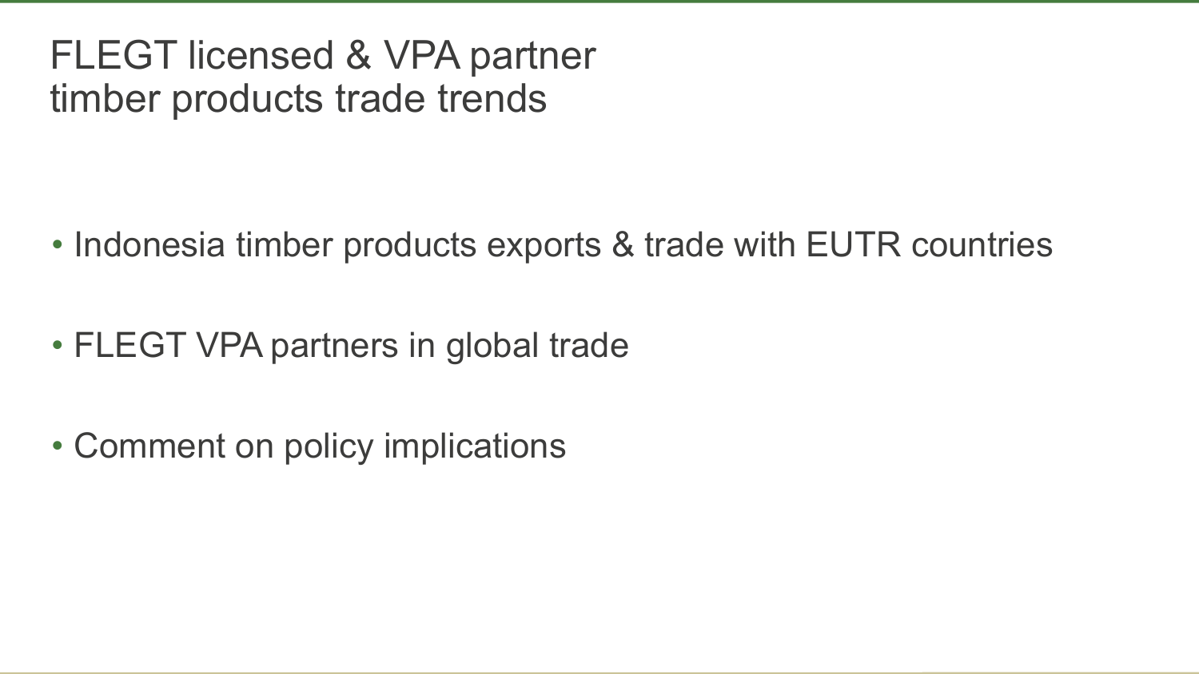# FLEGT licensed & VPA partner timber products trade trends

- Indonesia timber products exports & trade with EUTR countries
- FLEGT VPA partners in global trade
- Comment on policy implications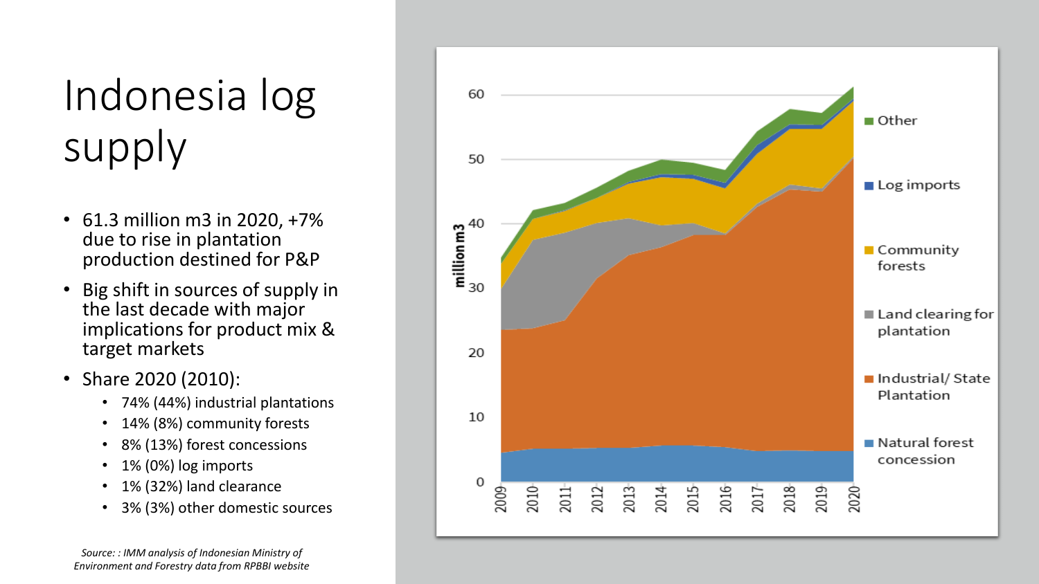# Indonesia log supply

- 61.3 million m3 in 2020, +7% due to rise in plantation production destined for P&P
- Big shift in sources of supply in the last decade with major implications for product mix & target markets
- Share 2020 (2010):
  - 74% (44%) industrial plantations
  - 14% (8%) community forests
  - 8% (13%) forest concessions
  - 1% (0%) log imports
  - 1% (32%) land clearance
  - 3% (3%) other domestic sources

*Source: : IMM analysis of Indonesian Ministry of Environment and Forestry data from RPBBI website*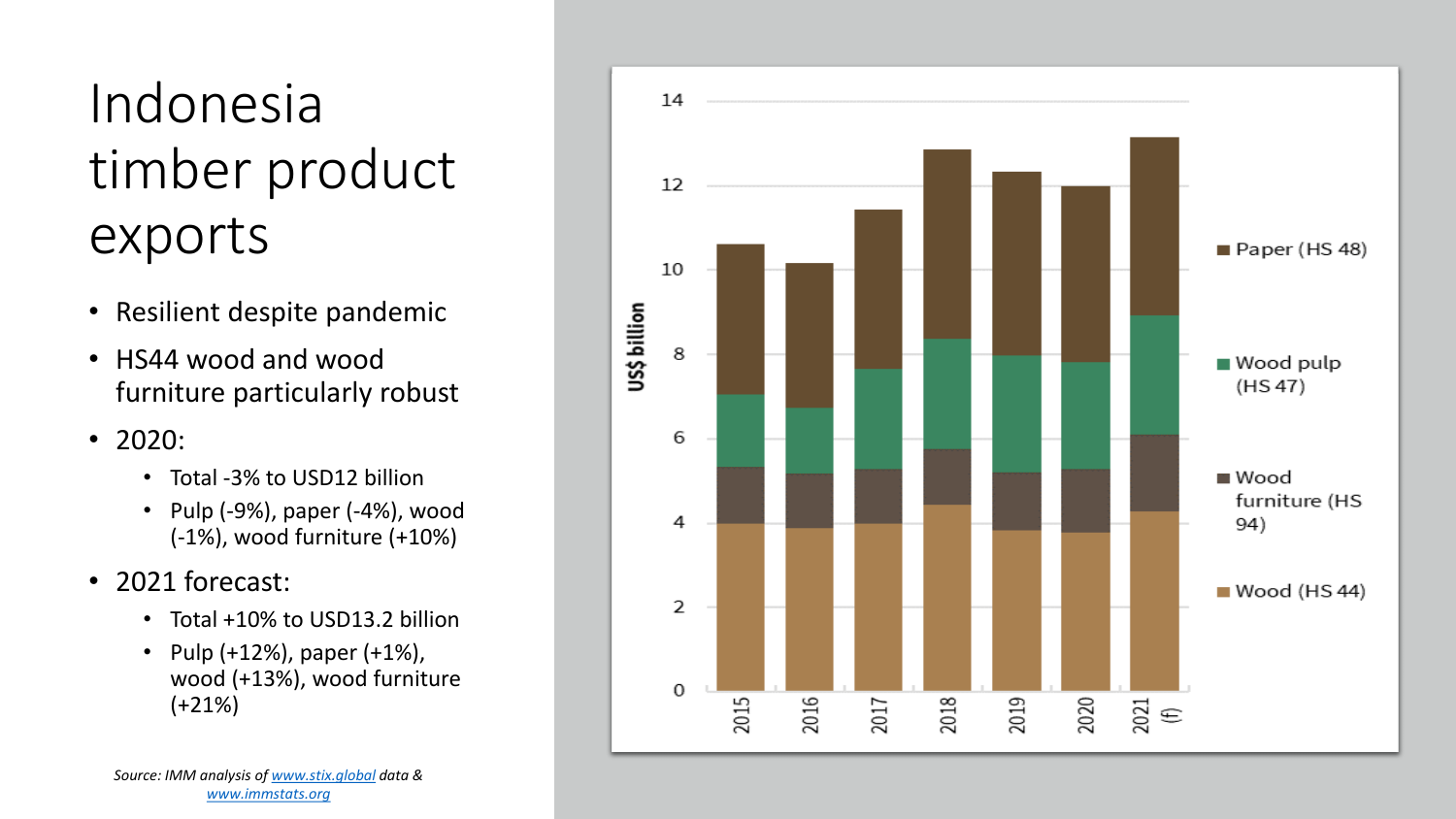# Indonesia timber product exports

- Resilient despite pandemic
- HS44 wood and wood furniture particularly robust
- 2020:
  - Total -3% to USD12 billion
  - Pulp (-9%), paper (-4%), wood (-1%), wood furniture (+10%)
- 2021 forecast:
  - Total +10% to USD13.2 billion
  - Pulp (+12%), paper (+1%), wood (+13%), wood furniture (+21%)

*Source: IMM analysis of [www.stix.global](www.stix.global) data & [www.immstats.org](www.immstats.org)*

US$ billion

14
12
10
8
6
4
2
0

2015 2016 2017 2018 2019 2020 2021 (f)

- Paper (HS 48)
- Wood pulp (HS 47)
- Wood furniture (HS 94)
- Wood (HS 44)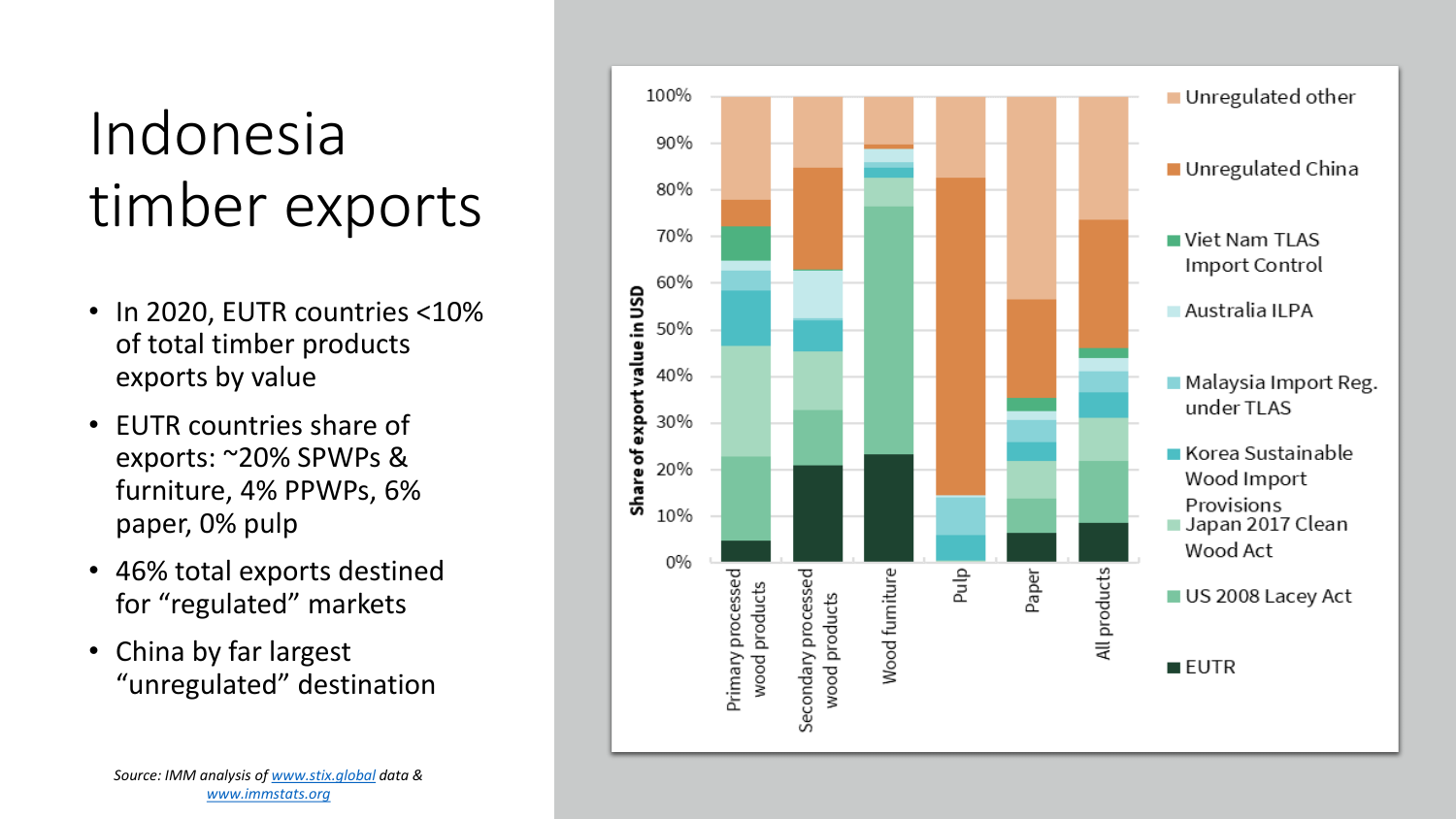# Indonesia timber exports

- In 2020, EUTR countries <10% of total timber products exports by value
- EUTR countries share of exports: ~20% SPWPs & furniture, 4% PPWPs, 6% paper, 0% pulp
- 46% total exports destined for "regulated" markets
- China by far largest "unregulated" destination

*Source: IMM analysis of www.stix.global data & www.immstats.org*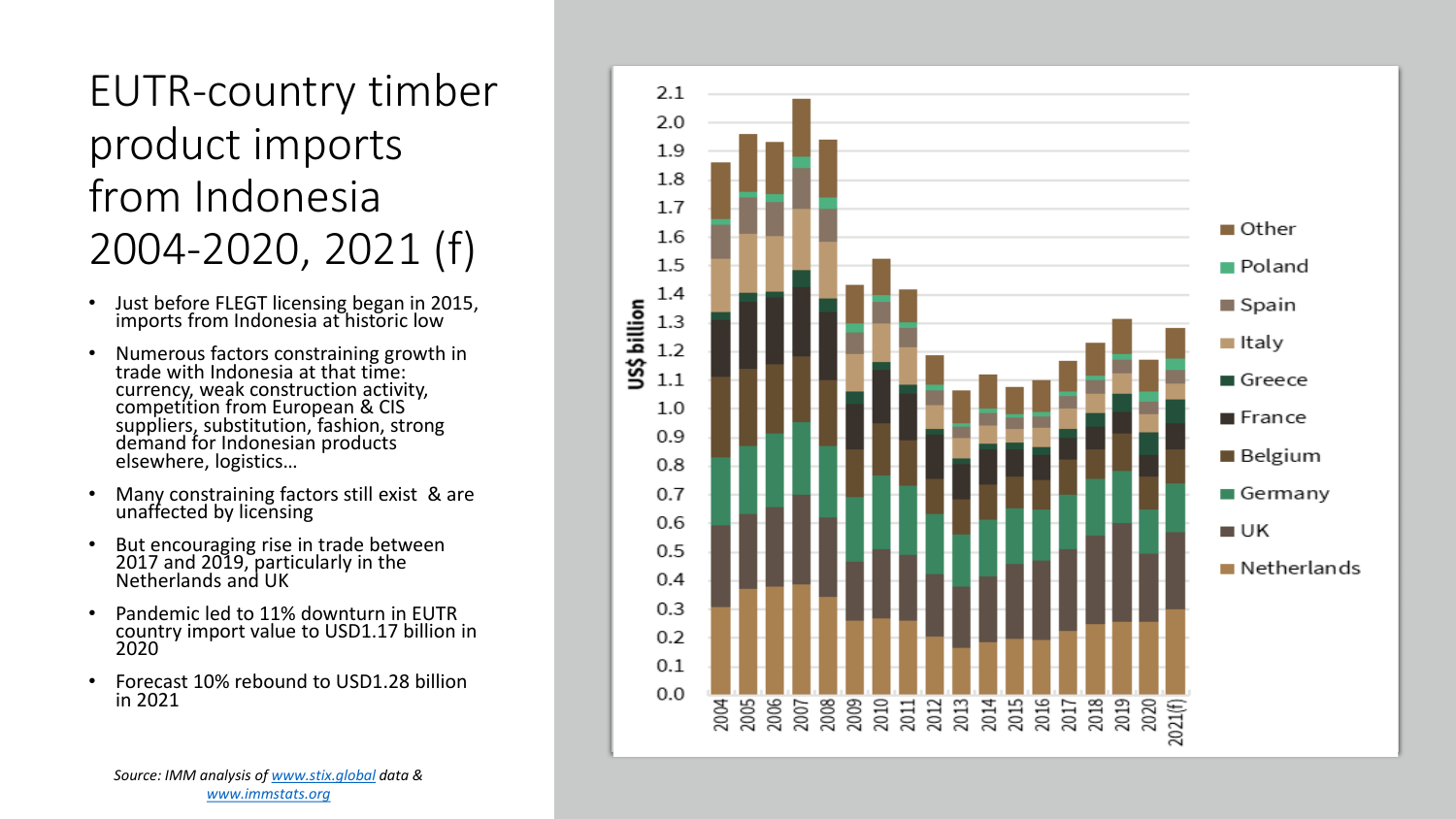# EUTR-country timber product imports from Indonesia 2004-2020, 2021 (f)

- Just before FLEGT licensing began in 2015, imports from Indonesia at historic low
- Numerous factors constraining growth in trade with Indonesia at that time: currency, weak construction activity, competition from European & CIS suppliers, substitution, fashion, strong demand for Indonesian products elsewhere, logistics…
- Many constraining factors still exist & are unaffected by licensing
- But encouraging rise in trade between 2017 and 2019, particularly in the Netherlands and UK
- Pandemic led to 11% downturn in EUTR country import value to USD1.17 billion in 2020
- Forecast 10% rebound to USD1.28 billion in 2021

*Source: IMM analysis of www.stix.global data & www.immstats.org*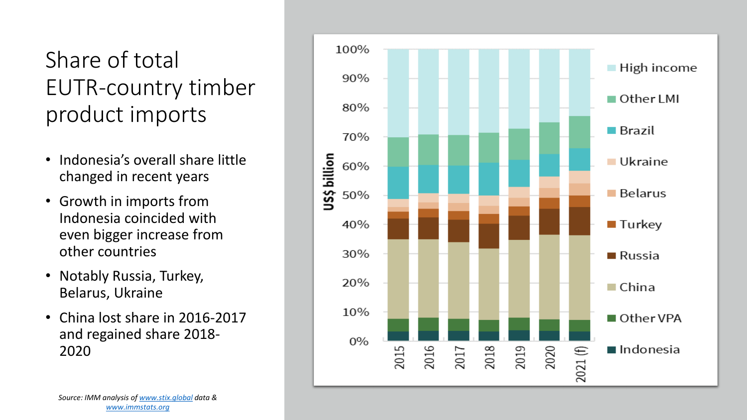# Share of total EUTR-country timber product imports

- Indonesia's overall share little changed in recent years
- Growth in imports from Indonesia coincided with even bigger increase from other countries
- Notably Russia, Turkey, Belarus, Ukraine
- China lost share in 2016-2017 and regained share 2018-2020

*Source: IMM analysis of www.stix.global data & www.immstats.org*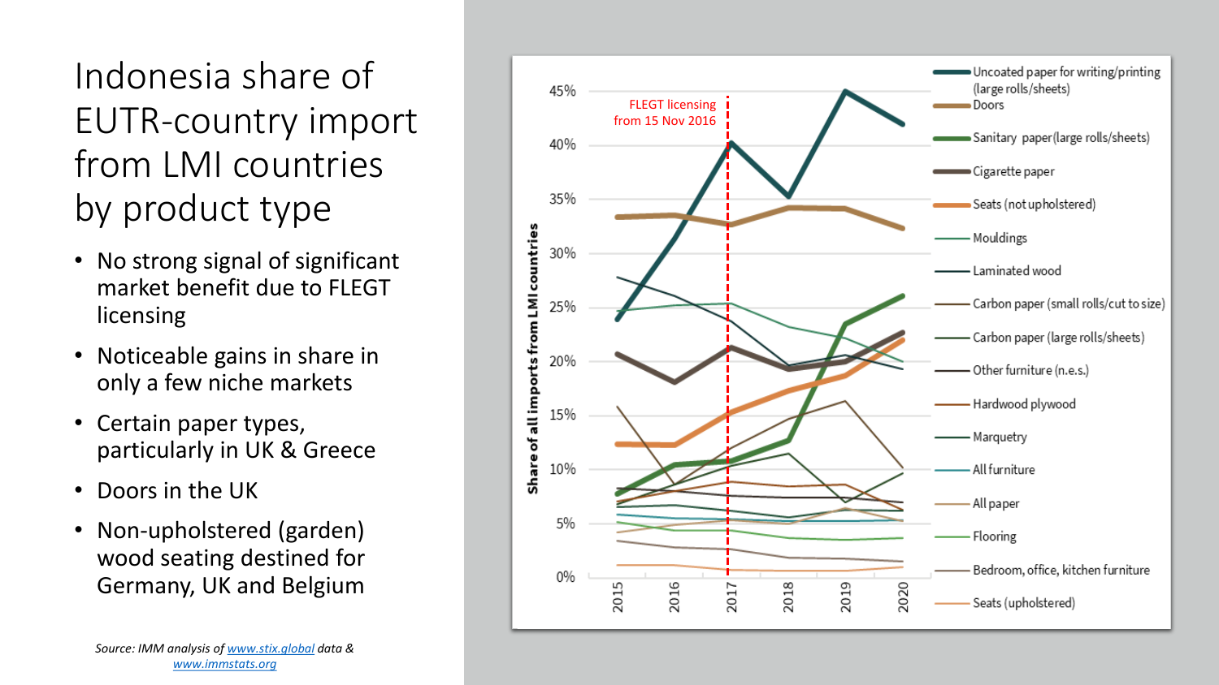# Indonesia share of EUTR-country import from LMI countries by product type

- No strong signal of significant market benefit due to FLEGT licensing
- Noticeable gains in share in only a few niche markets
- Certain paper types, particularly in UK & Greece
- Doors in the UK
- Non-upholstered (garden) wood seating destined for Germany, UK and Belgium

FLEGT licensing from 15 Nov 2016

Share of all imports from LMI countries

0% 5% 10% 15% 20% 25% 30% 35% 40% 45%

2015 2016 2017 2018 2019 2020

- Uncoated paper for writing/printing (large rolls/sheets)
- Doors
- Sanitary paper (large rolls/sheets)
- Cigarette paper
- Seats (not upholstered)
- Mouldings
- Laminated wood
- Carbon paper (small rolls/cut to size)
- Carbon paper (large rolls/sheets)
- Other furniture (n.e.s.)
- Hardwood plywood
- Marquetry
- All furniture
- All paper
- Flooring
- Bedroom, office, kitchen furniture
- Seats (upholstered)

*Source: IMM analysis of www.stix.global data & www.immstats.org*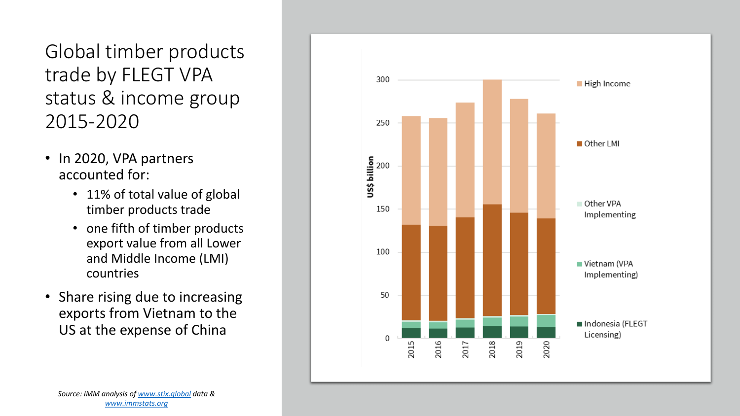# Global timber products trade by FLEGT VPA status & income group 2015-2020

- In 2020, VPA partners accounted for:
  - 11% of total value of global timber products trade
  - one fifth of timber products export value from all Lower and Middle Income (LMI) countries
- Share rising due to increasing exports from Vietnam to the US at the expense of China

*Source: IMM analysis of [www.stix.global](www.stix.global) data & [www.immstats.org](www.immstats.org)*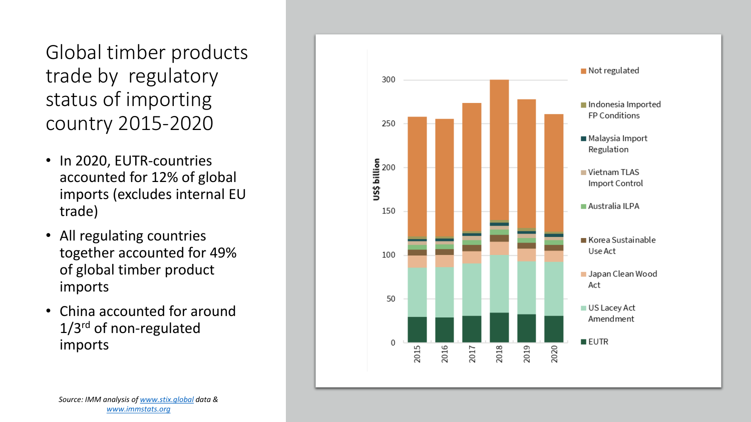# Global timber products trade by regulatory status of importing country 2015-2020

- In 2020, EUTR-countries accounted for 12% of global imports (excludes internal EU trade)
- All regulating countries together accounted for 49% of global timber product imports
- China accounted for around 1/3rd of non-regulated imports

*Source: IMM analysis of www.stix.global data & www.immstats.org*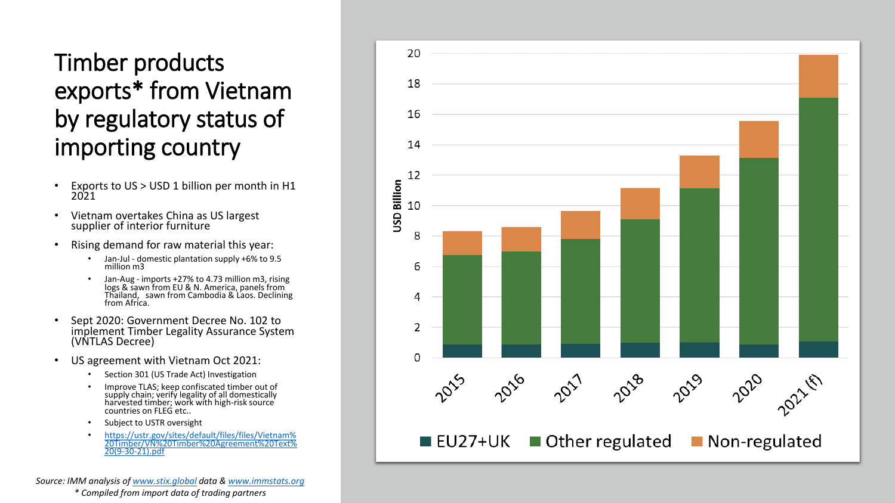# Timber products exports* from Vietnam by regulatory status of importing country

- Exports to US > USD 1 billion per month in H1 2021
- Vietnam overtakes China as US largest supplier of interior furniture
- Rising demand for raw material this year:
  - Jan-Jul - domestic plantation supply +6% to 9.5 million m3
  - Jan-Aug - imports +27% to 4.73 million m3, rising logs & sawn from EU & N. America, panels from Thailand, sawn from Cambodia & Laos. Declining from Africa.
- Sept 2020: Government Decree No. 102 to implement Timber Legality Assurance System (VNTLAS Decree)
- US agreement with Vietnam Oct 2021:
  - Section 301 (US Trade Act) Investigation
  - Improve TLAS; keep confiscated timber out of supply chain; verify legality of all domestically harvested timber; work with high-risk source countries on FLEG etc..
  - Subject to USTR oversight
  - https://ustr.gov/sites/default/files/files/Vietnam%20Timber/VN%20Timber%20Agreement%20Text%20(9-30-21).pdf

USD Billion

2015, 2016, 2017, 2018, 2019, 2020, 2021 (f)

EU27+UK · Other regulated · Non-regulated

*Source: IMM analysis of www.stix.global data & www.immstats.org*

*\* Compiled from import data of trading partners*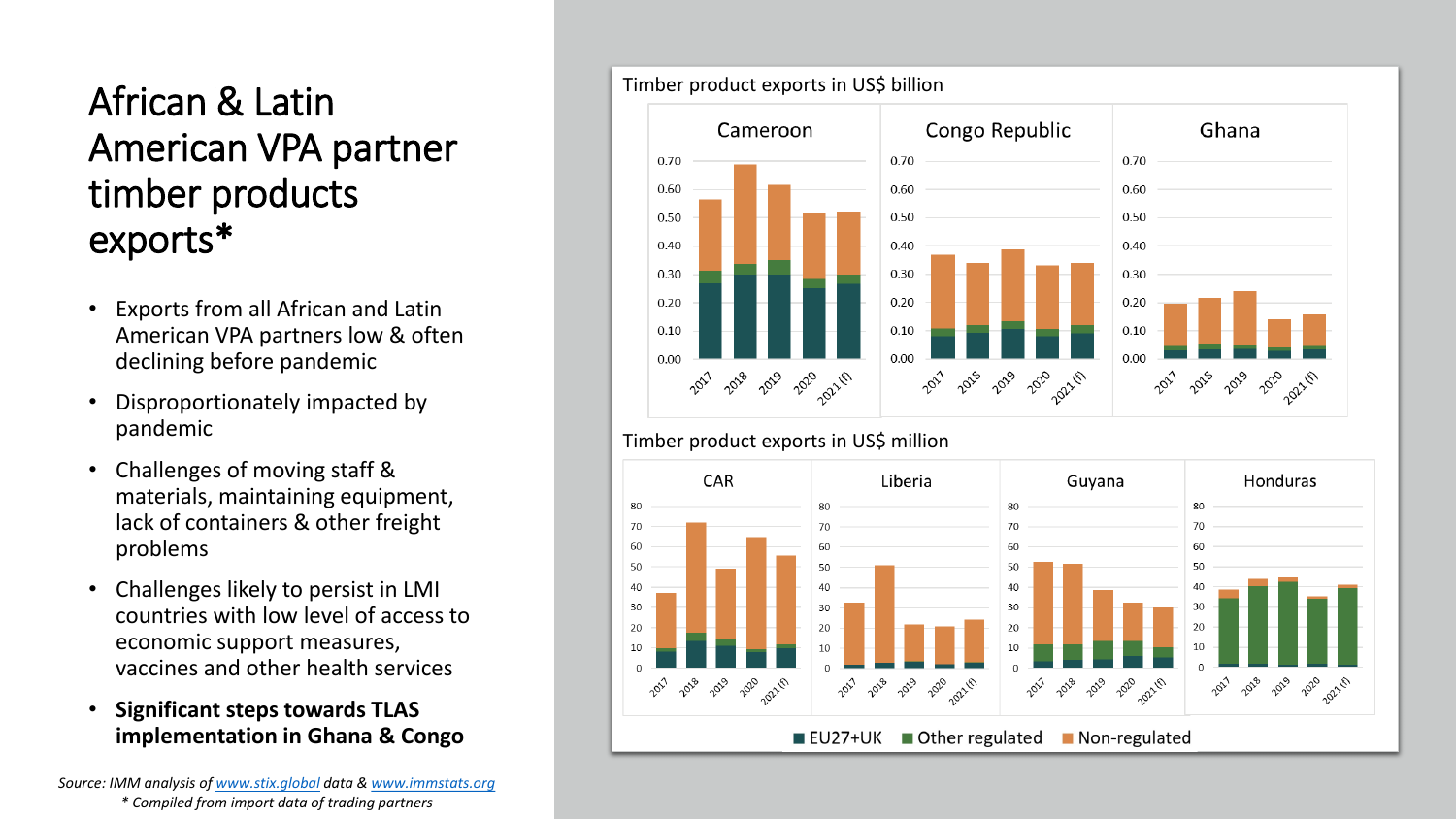# African & Latin American VPA partner timber products exports*

- Exports from all African and Latin American VPA partners low & often declining before pandemic
- Disproportionately impacted by pandemic
- Challenges of moving staff & materials, maintaining equipment, lack of containers & other freight problems
- Challenges likely to persist in LMI countries with low level of access to economic support measures, vaccines and other health services
- **Significant steps towards TLAS implementation in Ghana & Congo**

Timber product exports in US$ billion

Cameroon | Congo Republic | Ghana

Timber product exports in US$ million

CAR | Liberia | Guyana | Honduras

EU27+UK | Other regulated | Non-regulated

*Source: IMM analysis of [www.stix.global](www.stix.global) data & [www.immstats.org](www.immstats.org)*

*\* Compiled from import data of trading partners*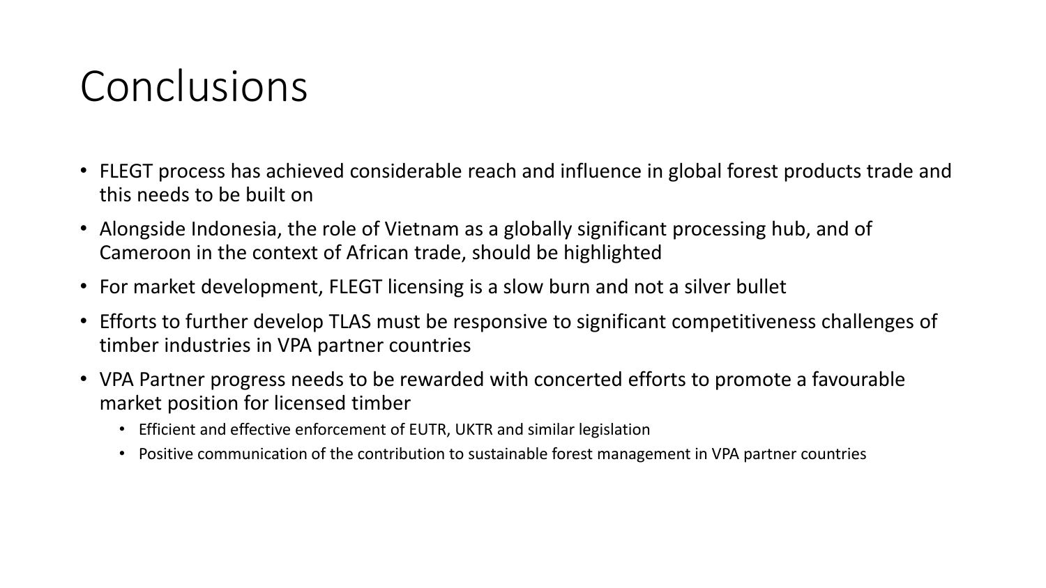# Conclusions

- FLEGT process has achieved considerable reach and influence in global forest products trade and this needs to be built on
- Alongside Indonesia, the role of Vietnam as a globally significant processing hub, and of Cameroon in the context of African trade, should be highlighted
- For market development, FLEGT licensing is a slow burn and not a silver bullet
- Efforts to further develop TLAS must be responsive to significant competitiveness challenges of timber industries in VPA partner countries
- VPA Partner progress needs to be rewarded with concerted efforts to promote a favourable market position for licensed timber
  - Efficient and effective enforcement of EUTR, UKTR and similar legislation
  - Positive communication of the contribution to sustainable forest management in VPA partner countries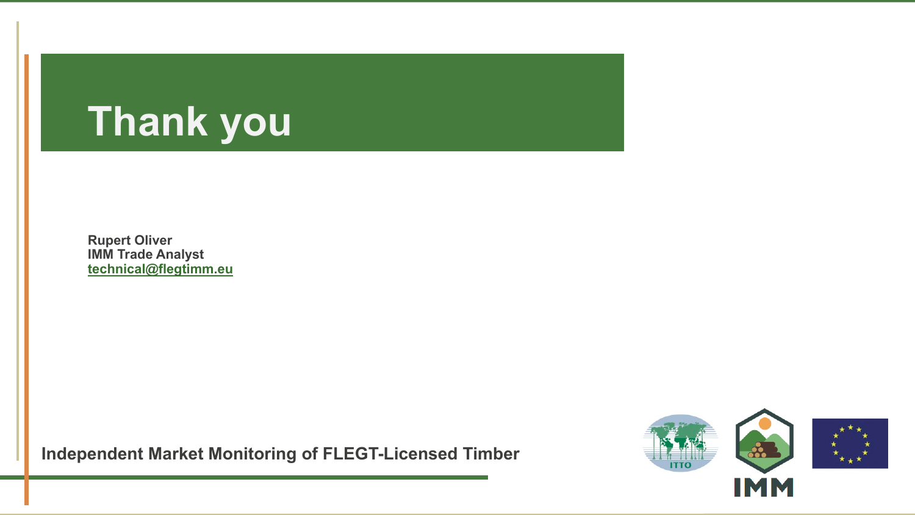# Thank you

**Rupert Oliver**
**IMM Trade Analyst**
**technical@flegtimm.eu**

**Independent Market Monitoring of FLEGT-Licensed Timber**